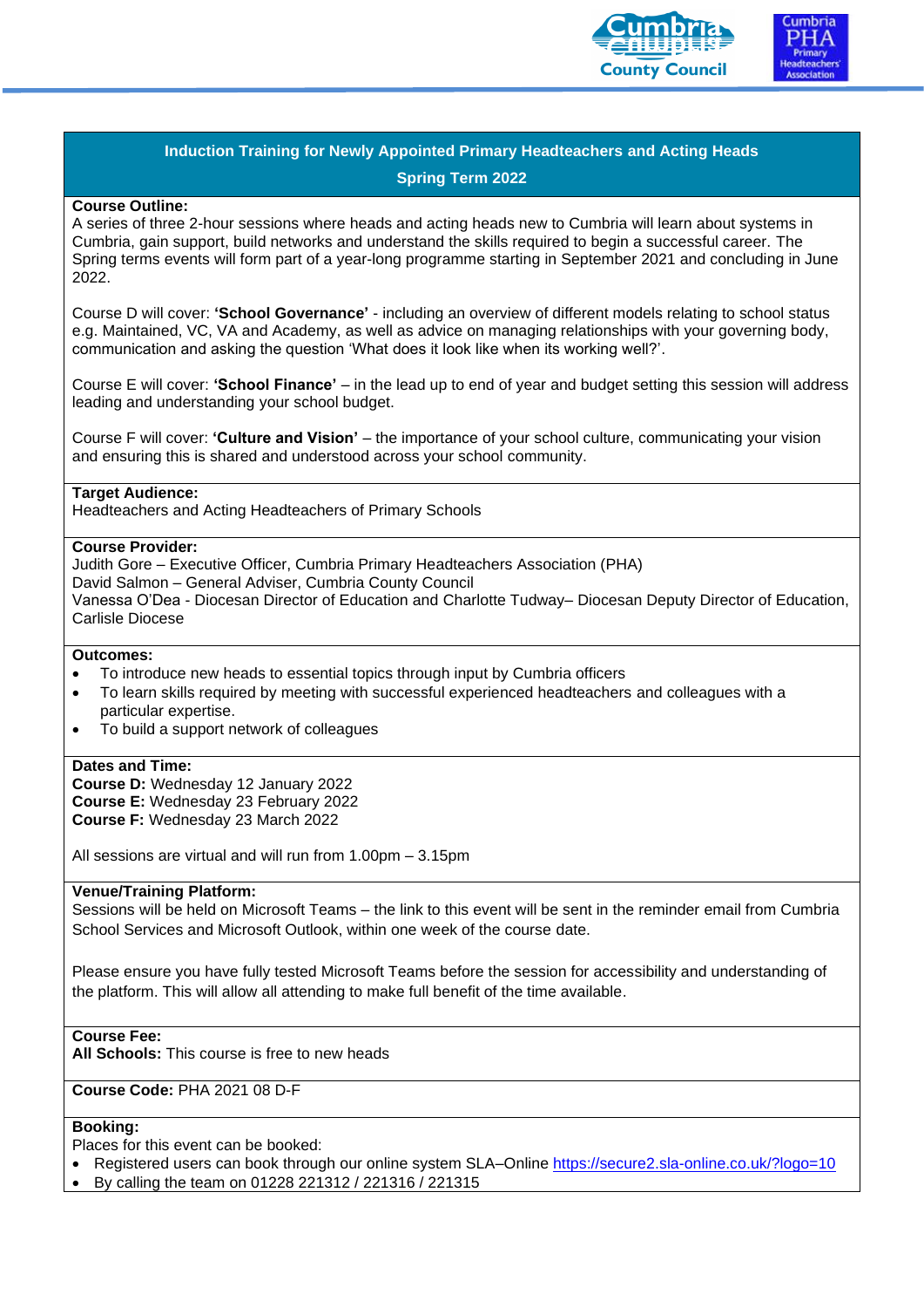# Induction Training for Newly Appointed Primary Headteachers and Acting Heads

## Spring Term 2022

**Course Outline:**
A series of three 2-hour sessions where heads and acting heads new to Cumbria will learn about systems in Cumbria, gain support, build networks and understand the skills required to begin a successful career. The Spring terms events will form part of a year-long programme starting in September 2021 and concluding in June 2022.

Course D will cover: **'School Governance'** - including an overview of different models relating to school status e.g. Maintained, VC, VA and Academy, as well as advice on managing relationships with your governing body, communication and asking the question 'What does it look like when its working well?'.

Course E will cover: **'School Finance'** – in the lead up to end of year and budget setting this session will address leading and understanding your school budget.

Course F will cover: **'Culture and Vision'** – the importance of your school culture, communicating your vision and ensuring this is shared and understood across your school community.

**Target Audience:**
Headteachers and Acting Headteachers of Primary Schools

**Course Provider:**
Judith Gore – Executive Officer, Cumbria Primary Headteachers Association (PHA)
David Salmon – General Adviser, Cumbria County Council
Vanessa O'Dea - Diocesan Director of Education and Charlotte Tudway– Diocesan Deputy Director of Education, Carlisle Diocese

**Outcomes:**

- To introduce new heads to essential topics through input by Cumbria officers
- To learn skills required by meeting with successful experienced headteachers and colleagues with a particular expertise.
- To build a support network of colleagues

**Dates and Time:**
**Course D:** Wednesday 12 January 2022
**Course E:** Wednesday 23 February 2022
**Course F:** Wednesday 23 March 2022

All sessions are virtual and will run from 1.00pm – 3.15pm

**Venue/Training Platform:**
Sessions will be held on Microsoft Teams – the link to this event will be sent in the reminder email from Cumbria School Services and Microsoft Outlook, within one week of the course date.

Please ensure you have fully tested Microsoft Teams before the session for accessibility and understanding of the platform. This will allow all attending to make full benefit of the time available.

**Course Fee:**
**All Schools:** This course is free to new heads

**Course Code:** PHA 2021 08 D-F

**Booking:**
Places for this event can be booked:

- Registered users can book through our online system SLA–Online https://secure2.sla-online.co.uk/?logo=10
- By calling the team on 01228 221312 / 221316 / 221315